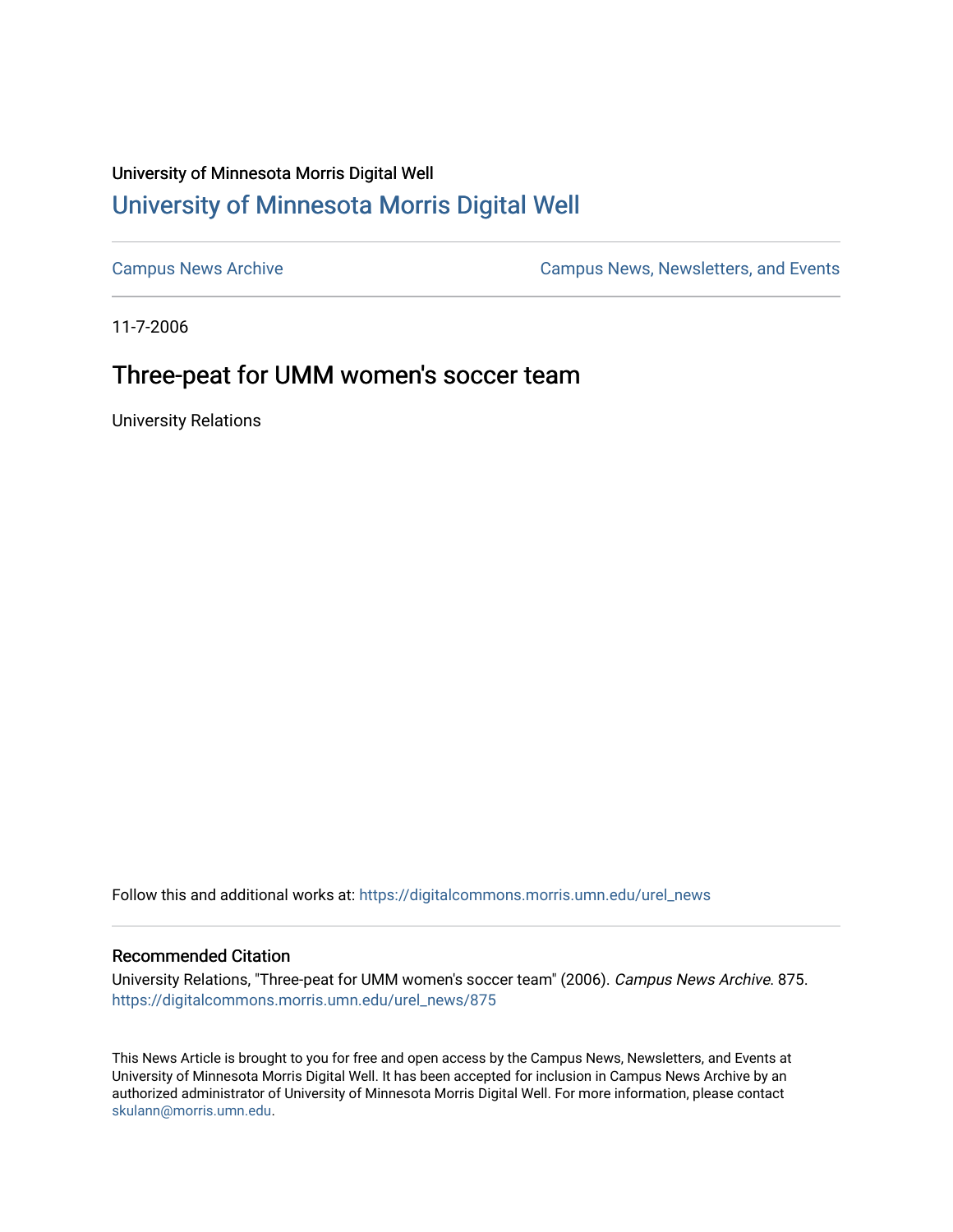University of Minnesota Morris Digital Well

# University of Minnesota Morris Digital Well

Campus News Archive

Campus News, Newsletters, and Events

11-7-2006

## Three-peat for UMM women's soccer team

University Relations

Follow this and additional works at: https://digitalcommons.morris.umn.edu/urel_news

### Recommended Citation

University Relations, "Three-peat for UMM women's soccer team" (2006). *Campus News Archive*. 875.
https://digitalcommons.morris.umn.edu/urel_news/875

This News Article is brought to you for free and open access by the Campus News, Newsletters, and Events at University of Minnesota Morris Digital Well. It has been accepted for inclusion in Campus News Archive by an authorized administrator of University of Minnesota Morris Digital Well. For more information, please contact skulann@morris.umn.edu.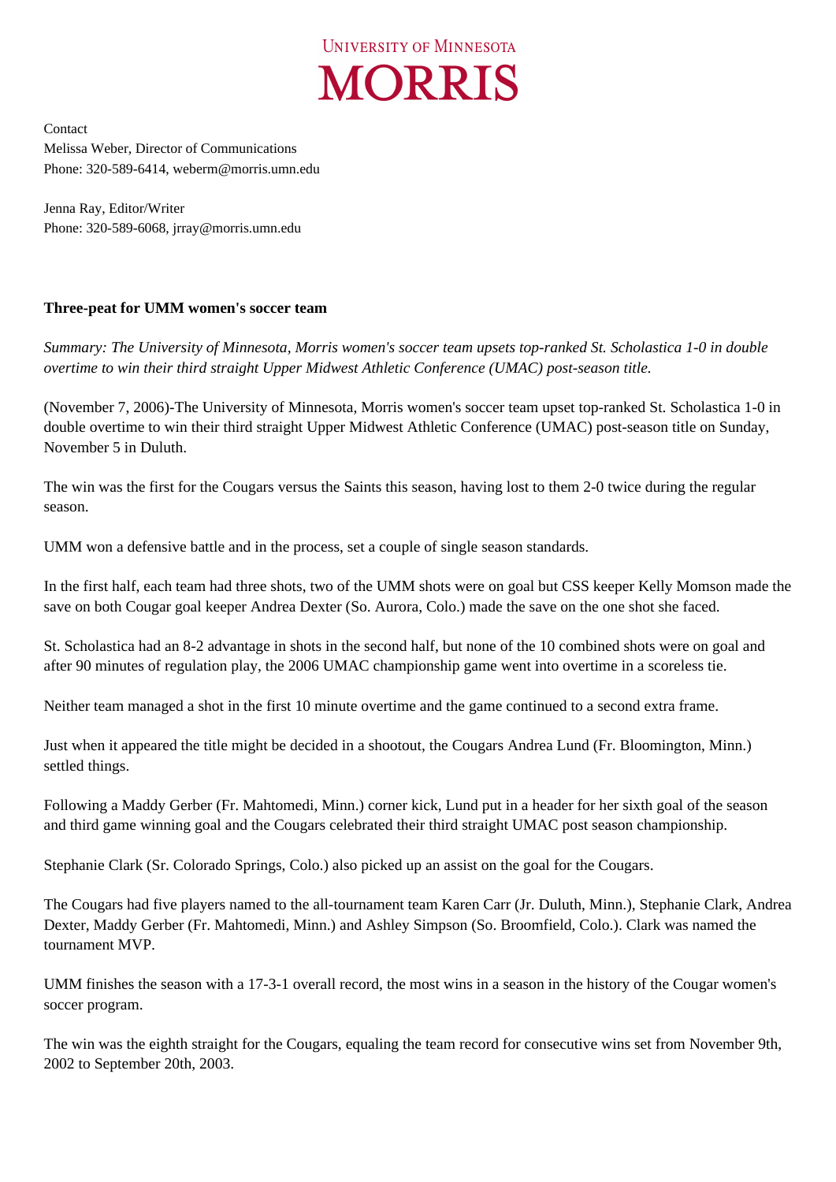UNIVERSITY OF MINNESOTA
MORRIS

Contact
Melissa Weber, Director of Communications
Phone: 320-589-6414, weberm@morris.umn.edu

Jenna Ray, Editor/Writer
Phone: 320-589-6068, jrray@morris.umn.edu

**Three-peat for UMM women's soccer team**

*Summary: The University of Minnesota, Morris women's soccer team upsets top-ranked St. Scholastica 1-0 in double overtime to win their third straight Upper Midwest Athletic Conference (UMAC) post-season title.*

(November 7, 2006)-The University of Minnesota, Morris women's soccer team upset top-ranked St. Scholastica 1-0 in double overtime to win their third straight Upper Midwest Athletic Conference (UMAC) post-season title on Sunday, November 5 in Duluth.

The win was the first for the Cougars versus the Saints this season, having lost to them 2-0 twice during the regular season.

UMM won a defensive battle and in the process, set a couple of single season standards.

In the first half, each team had three shots, two of the UMM shots were on goal but CSS keeper Kelly Momson made the save on both Cougar goal keeper Andrea Dexter (So. Aurora, Colo.) made the save on the one shot she faced.

St. Scholastica had an 8-2 advantage in shots in the second half, but none of the 10 combined shots were on goal and after 90 minutes of regulation play, the 2006 UMAC championship game went into overtime in a scoreless tie.

Neither team managed a shot in the first 10 minute overtime and the game continued to a second extra frame.

Just when it appeared the title might be decided in a shootout, the Cougars Andrea Lund (Fr. Bloomington, Minn.) settled things.

Following a Maddy Gerber (Fr. Mahtomedi, Minn.) corner kick, Lund put in a header for her sixth goal of the season and third game winning goal and the Cougars celebrated their third straight UMAC post season championship.

Stephanie Clark (Sr. Colorado Springs, Colo.) also picked up an assist on the goal for the Cougars.

The Cougars had five players named to the all-tournament team Karen Carr (Jr. Duluth, Minn.), Stephanie Clark, Andrea Dexter, Maddy Gerber (Fr. Mahtomedi, Minn.) and Ashley Simpson (So. Broomfield, Colo.). Clark was named the tournament MVP.

UMM finishes the season with a 17-3-1 overall record, the most wins in a season in the history of the Cougar women's soccer program.

The win was the eighth straight for the Cougars, equaling the team record for consecutive wins set from November 9th, 2002 to September 20th, 2003.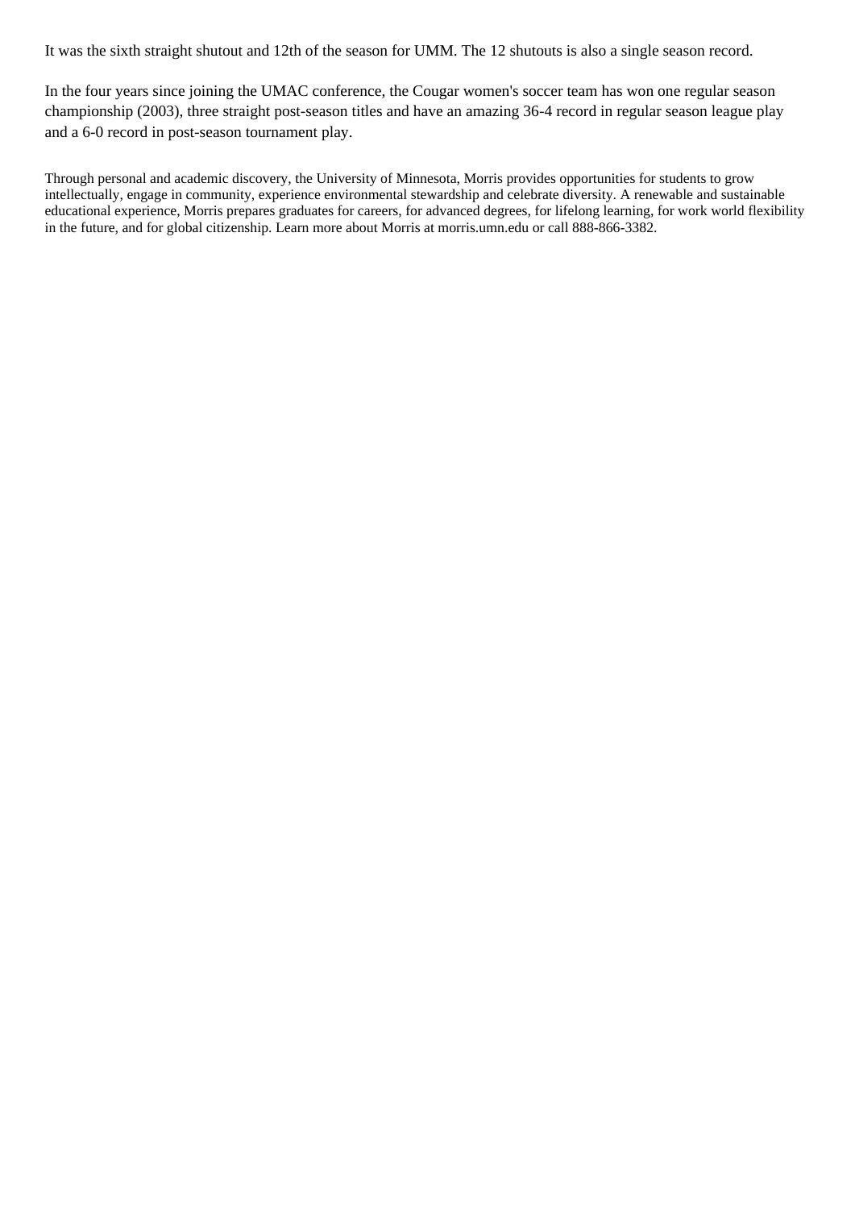It was the sixth straight shutout and 12th of the season for UMM. The 12 shutouts is also a single season record.

In the four years since joining the UMAC conference, the Cougar women's soccer team has won one regular season championship (2003), three straight post-season titles and have an amazing 36-4 record in regular season league play and a 6-0 record in post-season tournament play.

Through personal and academic discovery, the University of Minnesota, Morris provides opportunities for students to grow intellectually, engage in community, experience environmental stewardship and celebrate diversity. A renewable and sustainable educational experience, Morris prepares graduates for careers, for advanced degrees, for lifelong learning, for work world flexibility in the future, and for global citizenship. Learn more about Morris at morris.umn.edu or call 888-866-3382.